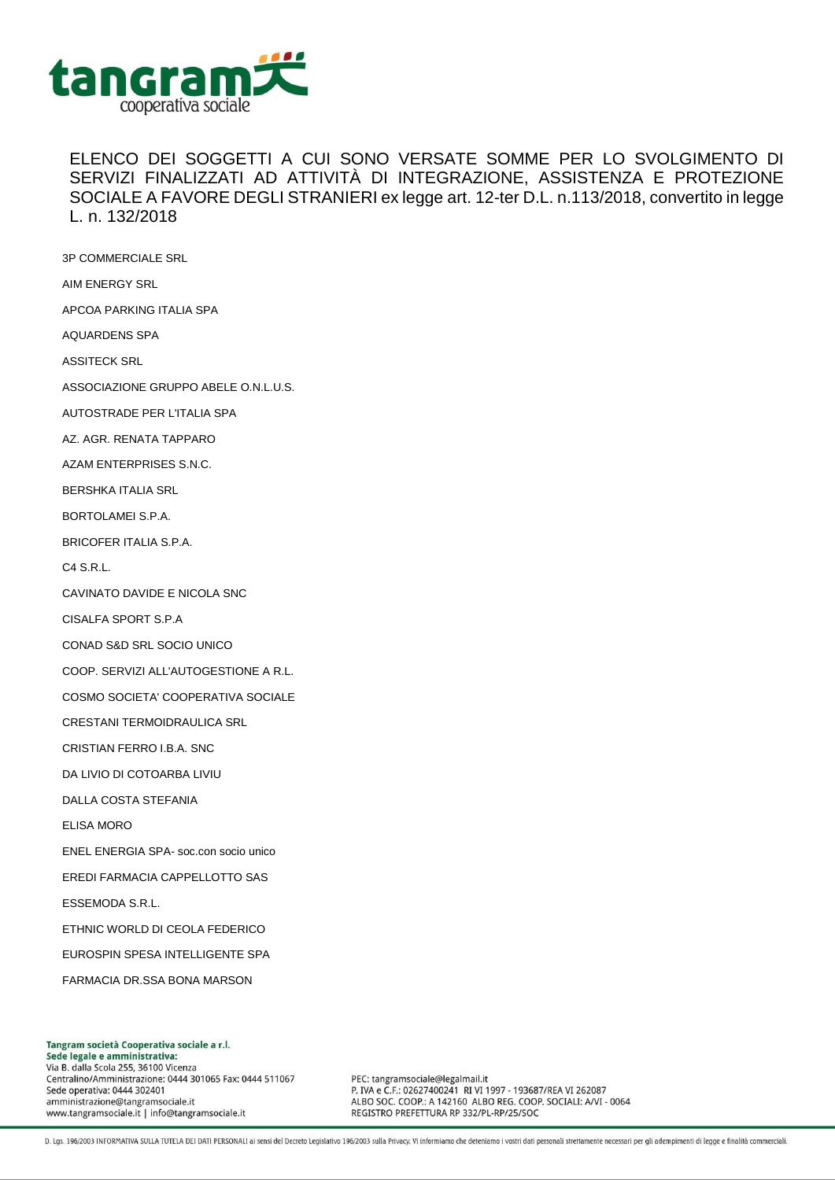ELENCO DEI SOGGETTI A CUI SONO VERSATE SOMME PER LO SVOLGIMENTO DI SERVIZI FINALIZZATI AD ATTIVITÀ DI INTEGRAZIONE, ASSISTENZA E PROTEZIONE SOCIALE A FAVORE DEGLI STRANIERI ex legge art. 12-ter D.L. n.113/2018, convertito in legge L. n. 132/2018

3P COMMERCIALE SRL

AIM ENERGY SRL

APCOA PARKING ITALIA SPA

AQUARDENS SPA

ASSITECK SRL

ASSOCIAZIONE GRUPPO ABELE O.N.L.U.S.

AUTOSTRADE PER L'ITALIA SPA

AZ. AGR. RENATA TAPPARO

AZAM ENTERPRISES S.N.C.

BERSHKA ITALIA SRL

BORTOLAMEI S.P.A.

BRICOFER ITALIA S.P.A.

C4 S.R.L.

CAVINATO DAVIDE E NICOLA SNC

CISALFA SPORT S.P.A

CONAD S&D SRL SOCIO UNICO

COOP. SERVIZI ALL'AUTOGESTIONE A R.L.

COSMO SOCIETA' COOPERATIVA SOCIALE

CRESTANI TERMOIDRAULICA SRL

CRISTIAN FERRO I.B.A. SNC

DA LIVIO DI COTOARBA LIVIU

DALLA COSTA STEFANIA

ELISA MORO

ENEL ENERGIA SPA- soc.con socio unico

EREDI FARMACIA CAPPELLOTTO SAS

ESSEMODA S.R.L.

ETHNIC WORLD DI CEOLA FEDERICO

EUROSPIN SPESA INTELLIGENTE SPA

FARMACIA DR.SSA BONA MARSON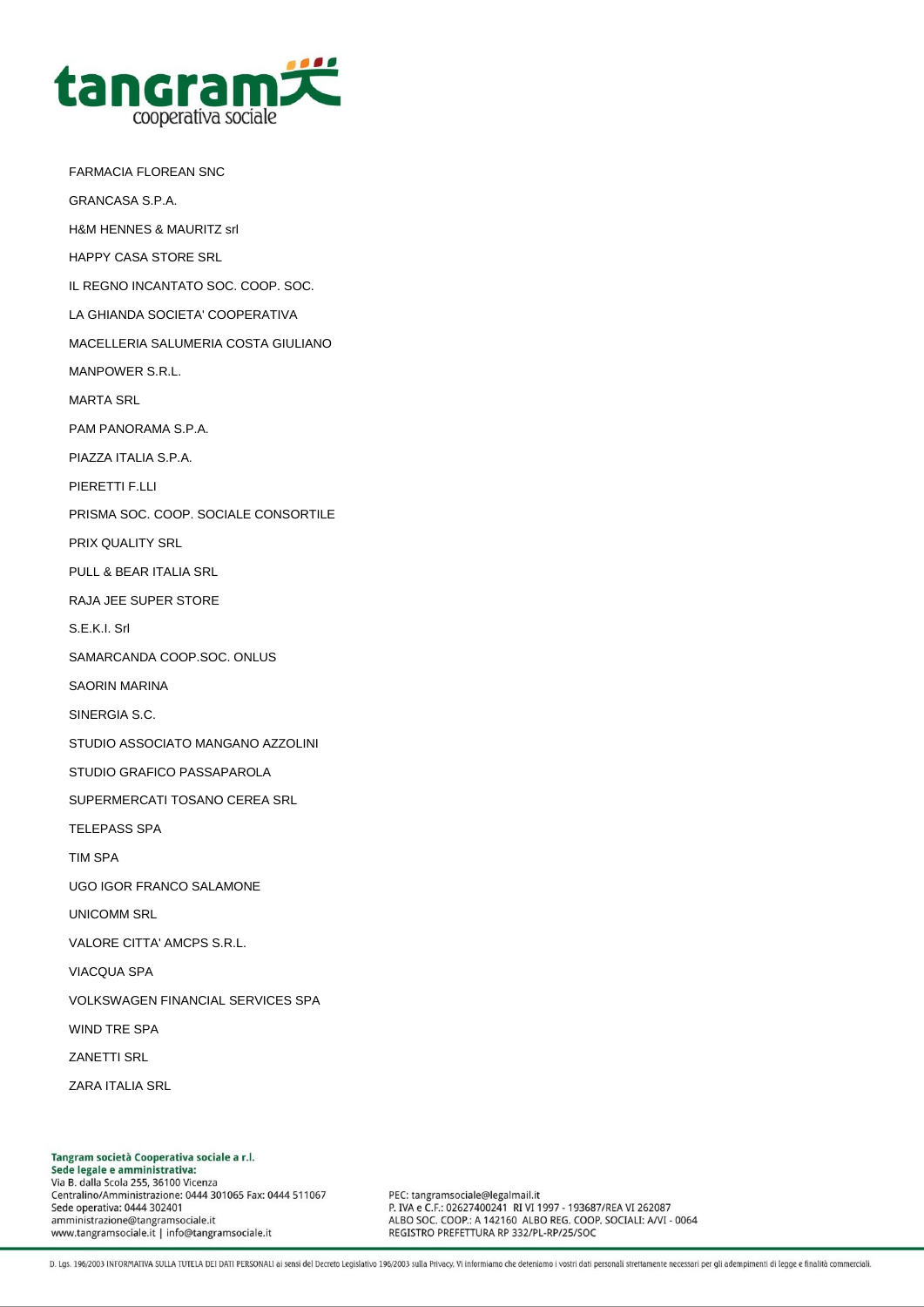FARMACIA FLOREAN SNC

GRANCASA S.P.A.

H&M HENNES & MAURITZ srl

HAPPY CASA STORE SRL

IL REGNO INCANTATO SOC. COOP. SOC.

LA GHIANDA SOCIETA' COOPERATIVA

MACELLERIA SALUMERIA COSTA GIULIANO

MANPOWER S.R.L.

MARTA SRL

PAM PANORAMA S.P.A.

PIAZZA ITALIA S.P.A.

PIERETTI F.LLI

PRISMA SOC. COOP. SOCIALE CONSORTILE

PRIX QUALITY SRL

PULL & BEAR ITALIA SRL

RAJA JEE SUPER STORE

S.E.K.I. Srl

SAMARCANDA COOP.SOC. ONLUS

SAORIN MARINA

SINERGIA S.C.

STUDIO ASSOCIATO MANGANO AZZOLINI

STUDIO GRAFICO PASSAPAROLA

SUPERMERCATI TOSANO CEREA SRL

TELEPASS SPA

TIM SPA

UGO IGOR FRANCO SALAMONE

UNICOMM SRL

VALORE CITTA' AMCPS S.R.L.

VIACQUA SPA

VOLKSWAGEN FINANCIAL SERVICES SPA

WIND TRE SPA

ZANETTI SRL

ZARA ITALIA SRL